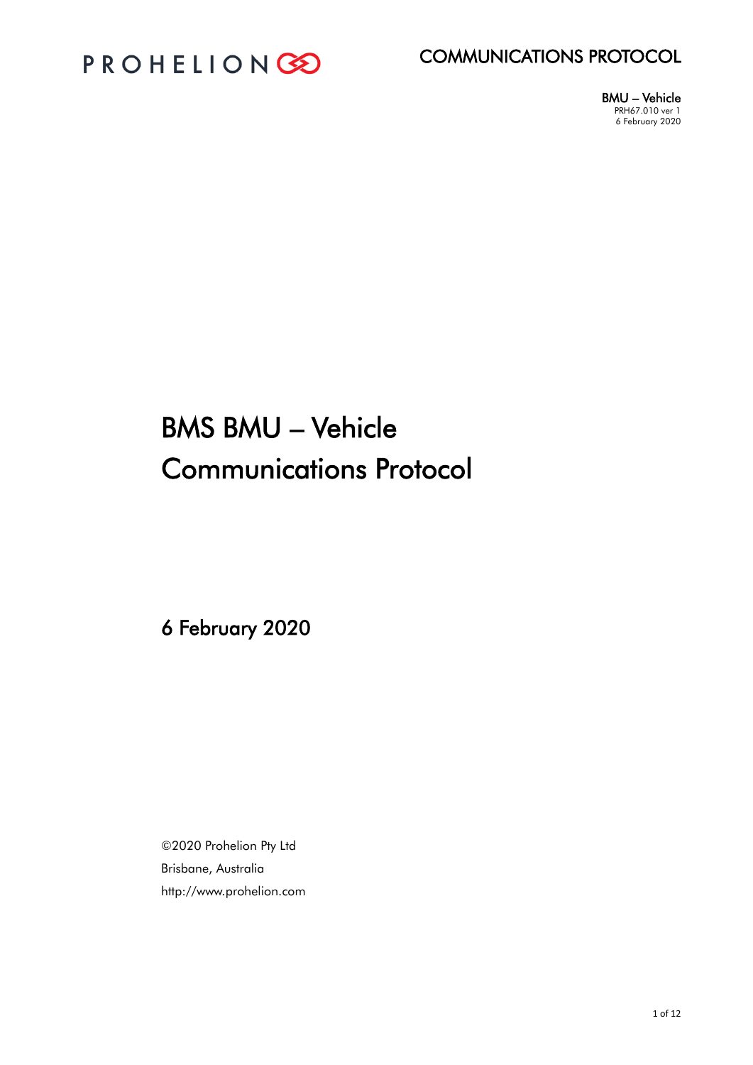PROHELION

COMMUNICATIONS PROTOCOL

**BMU – Vehicle**
PRH67.010 ver 1
6 February 2020

# BMS BMU – Vehicle Communications Protocol

## 6 February 2020

©2020 Prohelion Pty Ltd
Brisbane, Australia
http://www.prohelion.com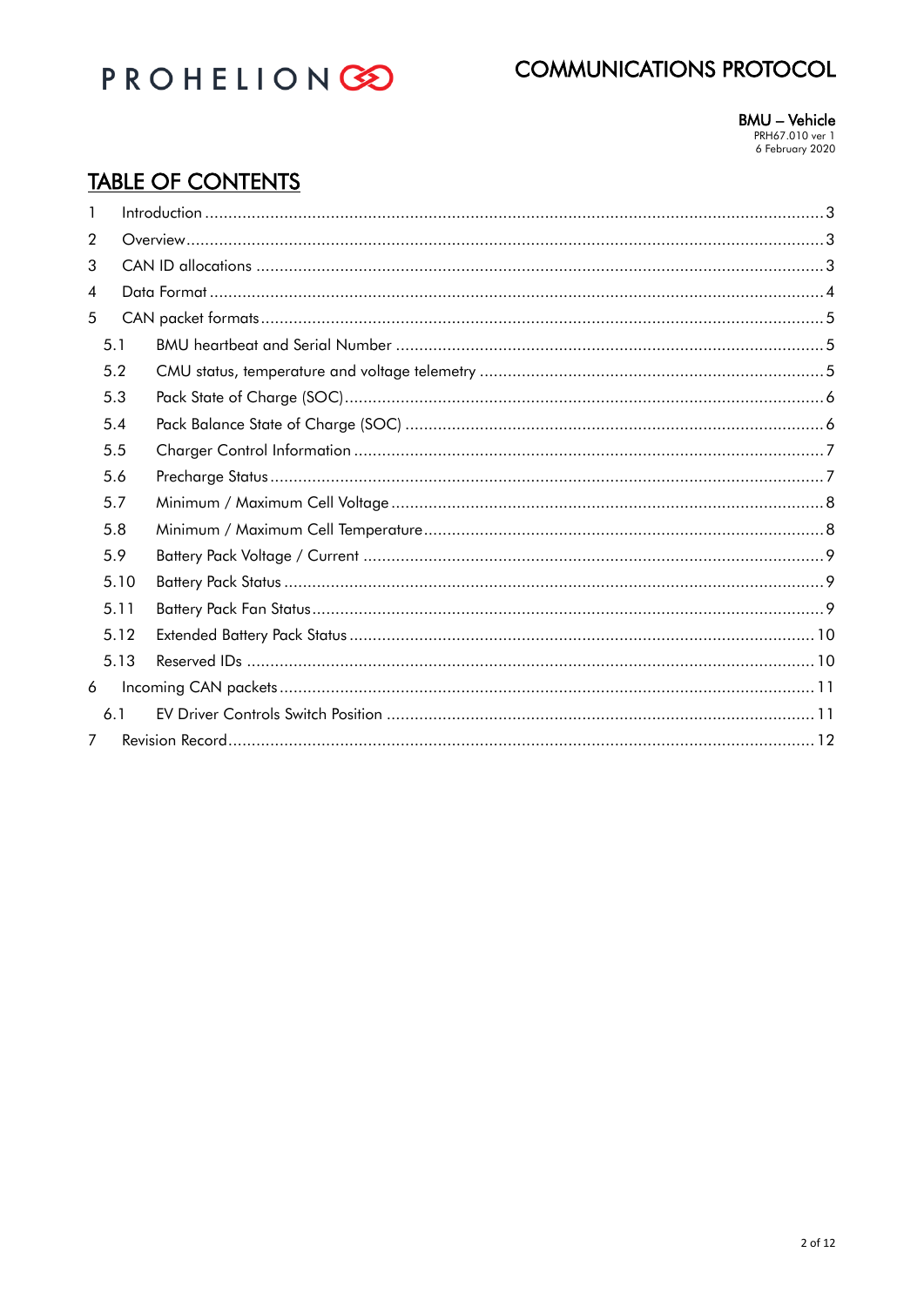# TABLE OF CONTENTS

- 1 Introduction ..... 3
- 2 Overview ..... 3
- 3 CAN ID allocations ..... 3
- 4 Data Format ..... 4
- 5 CAN packet formats ..... 5
  - 5.1 BMU heartbeat and Serial Number ..... 5
  - 5.2 CMU status, temperature and voltage telemetry ..... 5
  - 5.3 Pack State of Charge (SOC) ..... 6
  - 5.4 Pack Balance State of Charge (SOC) ..... 6
  - 5.5 Charger Control Information ..... 7
  - 5.6 Precharge Status ..... 7
  - 5.7 Minimum / Maximum Cell Voltage ..... 8
  - 5.8 Minimum / Maximum Cell Temperature ..... 8
  - 5.9 Battery Pack Voltage / Current ..... 9
  - 5.10 Battery Pack Status ..... 9
  - 5.11 Battery Pack Fan Status ..... 9
  - 5.12 Extended Battery Pack Status ..... 10
  - 5.13 Reserved IDs ..... 10
- 6 Incoming CAN packets ..... 11
  - 6.1 EV Driver Controls Switch Position ..... 11
- 7 Revision Record ..... 12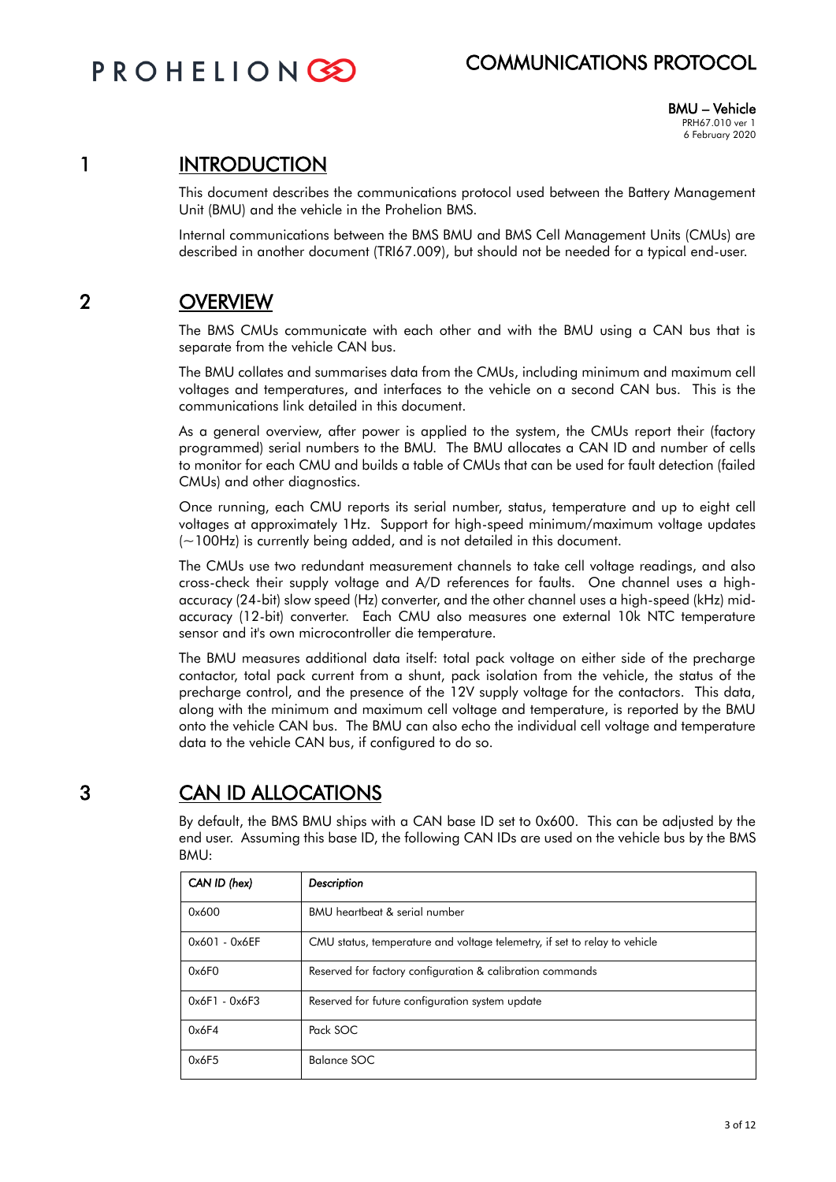# 1 INTRODUCTION

This document describes the communications protocol used between the Battery Management Unit (BMU) and the vehicle in the Prohelion BMS.

Internal communications between the BMS BMU and BMS Cell Management Units (CMUs) are described in another document (TRI67.009), but should not be needed for a typical end-user.

# 2 OVERVIEW

The BMS CMUs communicate with each other and with the BMU using a CAN bus that is separate from the vehicle CAN bus.

The BMU collates and summarises data from the CMUs, including minimum and maximum cell voltages and temperatures, and interfaces to the vehicle on a second CAN bus. This is the communications link detailed in this document.

As a general overview, after power is applied to the system, the CMUs report their (factory programmed) serial numbers to the BMU. The BMU allocates a CAN ID and number of cells to monitor for each CMU and builds a table of CMUs that can be used for fault detection (failed CMUs) and other diagnostics.

Once running, each CMU reports its serial number, status, temperature and up to eight cell voltages at approximately 1Hz. Support for high-speed minimum/maximum voltage updates (~100Hz) is currently being added, and is not detailed in this document.

The CMUs use two redundant measurement channels to take cell voltage readings, and also cross-check their supply voltage and A/D references for faults. One channel uses a high-accuracy (24-bit) slow speed (Hz) converter, and the other channel uses a high-speed (kHz) mid-accuracy (12-bit) converter. Each CMU also measures one external 10k NTC temperature sensor and it's own microcontroller die temperature.

The BMU measures additional data itself: total pack voltage on either side of the precharge contactor, total pack current from a shunt, pack isolation from the vehicle, the status of the precharge control, and the presence of the 12V supply voltage for the contactors. This data, along with the minimum and maximum cell voltage and temperature, is reported by the BMU onto the vehicle CAN bus. The BMU can also echo the individual cell voltage and temperature data to the vehicle CAN bus, if configured to do so.

# 3 CAN ID ALLOCATIONS

By default, the BMS BMU ships with a CAN base ID set to 0x600. This can be adjusted by the end user. Assuming this base ID, the following CAN IDs are used on the vehicle bus by the BMS BMU:

| *CAN ID (hex)* | *Description* |
|---|---|
| 0x600 | BMU heartbeat & serial number |
| 0x601 - 0x6EF | CMU status, temperature and voltage telemetry, if set to relay to vehicle |
| 0x6F0 | Reserved for factory configuration & calibration commands |
| 0x6F1 - 0x6F3 | Reserved for future configuration system update |
| 0x6F4 | Pack SOC |
| 0x6F5 | Balance SOC |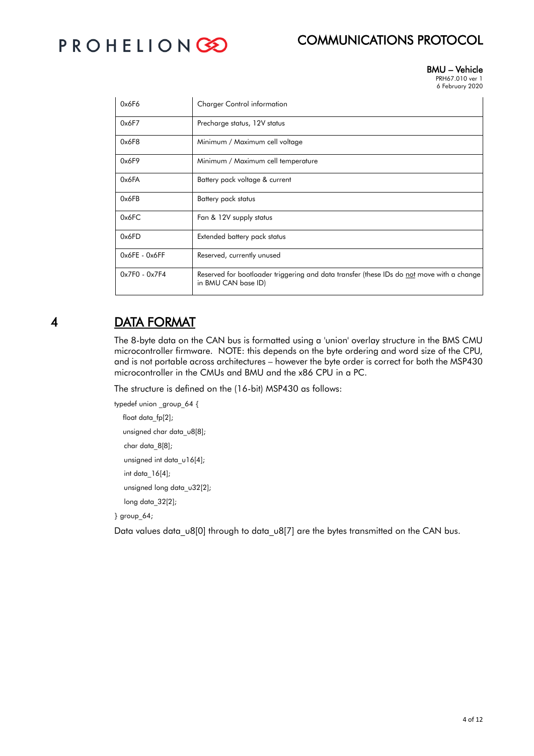| | |
|---|---|
| 0x6F6 | Charger Control information |
| 0x6F7 | Precharge status, 12V status |
| 0x6F8 | Minimum / Maximum cell voltage |
| 0x6F9 | Minimum / Maximum cell temperature |
| 0x6FA | Battery pack voltage & current |
| 0x6FB | Battery pack status |
| 0x6FC | Fan & 12V supply status |
| 0x6FD | Extended battery pack status |
| 0x6FE - 0x6FF | Reserved, currently unused |
| 0x7F0 - 0x7F4 | Reserved for bootloader triggering and data transfer (these IDs do not move with a change in BMU CAN base ID) |

# 4 DATA FORMAT

The 8-byte data on the CAN bus is formatted using a 'union' overlay structure in the BMS CMU microcontroller firmware. NOTE: this depends on the byte ordering and word size of the CPU, and is not portable across architectures – however the byte order is correct for both the MSP430 microcontroller in the CMUs and BMU and the x86 CPU in a PC.

The structure is defined on the (16-bit) MSP430 as follows:

```
typedef union _group_64 {
  float data_fp[2];
  unsigned char data_u8[8];
  char data_8[8];
  unsigned int data_u16[4];
  int data_16[4];
  unsigned long data_u32[2];
  long data_32[2];
} group_64;
```

Data values data_u8[0] through to data_u8[7] are the bytes transmitted on the CAN bus.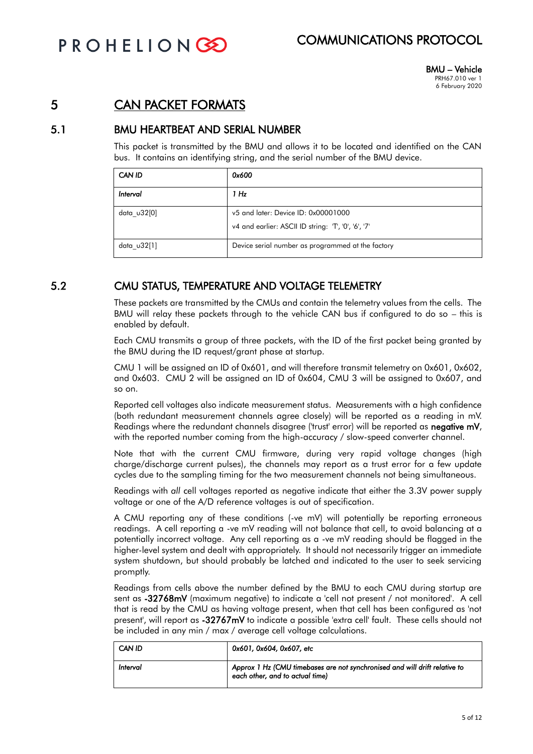# 5 CAN PACKET FORMATS

## 5.1 BMU HEARTBEAT AND SERIAL NUMBER

This packet is transmitted by the BMU and allows it to be located and identified on the CAN bus. It contains an identifying string, and the serial number of the BMU device.

| *CAN ID* | *0x600* |
|---|---|
| *Interval* | *1 Hz* |
| data_u32[0] | v5 and later: Device ID: 0x00001000<br>v4 and earlier: ASCII ID string: 'T', '0', '6', '7' |
| data_u32[1] | Device serial number as programmed at the factory |

## 5.2 CMU STATUS, TEMPERATURE AND VOLTAGE TELEMETRY

These packets are transmitted by the CMUs and contain the telemetry values from the cells. The BMU will relay these packets through to the vehicle CAN bus if configured to do so – this is enabled by default.

Each CMU transmits a group of three packets, with the ID of the first packet being granted by the BMU during the ID request/grant phase at startup.

CMU 1 will be assigned an ID of 0x601, and will therefore transmit telemetry on 0x601, 0x602, and 0x603. CMU 2 will be assigned an ID of 0x604, CMU 3 will be assigned to 0x607, and so on.

Reported cell voltages also indicate measurement status. Measurements with a high confidence (both redundant measurement channels agree closely) will be reported as a reading in mV. Readings where the redundant channels disagree ('trust' error) will be reported as **negative mV**, with the reported number coming from the high-accuracy / slow-speed converter channel.

Note that with the current CMU firmware, during very rapid voltage changes (high charge/discharge current pulses), the channels may report as a trust error for a few update cycles due to the sampling timing for the two measurement channels not being simultaneous.

Readings with *all* cell voltages reported as negative indicate that either the 3.3V power supply voltage or one of the A/D reference voltages is out of specification.

A CMU reporting any of these conditions (-ve mV) will potentially be reporting erroneous readings. A cell reporting a -ve mV reading will not balance that cell, to avoid balancing at a potentially incorrect voltage. Any cell reporting as a -ve mV reading should be flagged in the higher-level system and dealt with appropriately. It should not necessarily trigger an immediate system shutdown, but should probably be latched and indicated to the user to seek servicing promptly.

Readings from cells above the number defined by the BMU to each CMU during startup are sent as **-32768mV** (maximum negative) to indicate a 'cell not present / not monitored'. A cell that is read by the CMU as having voltage present, when that cell has been configured as 'not present', will report as **-32767mV** to indicate a possible 'extra cell' fault. These cells should not be included in any min / max / average cell voltage calculations.

| *CAN ID* | *0x601, 0x604, 0x607, etc* |
|---|---|
| *Interval* | *Approx 1 Hz (CMU timebases are not synchronised and will drift relative to each other, and to actual time)* |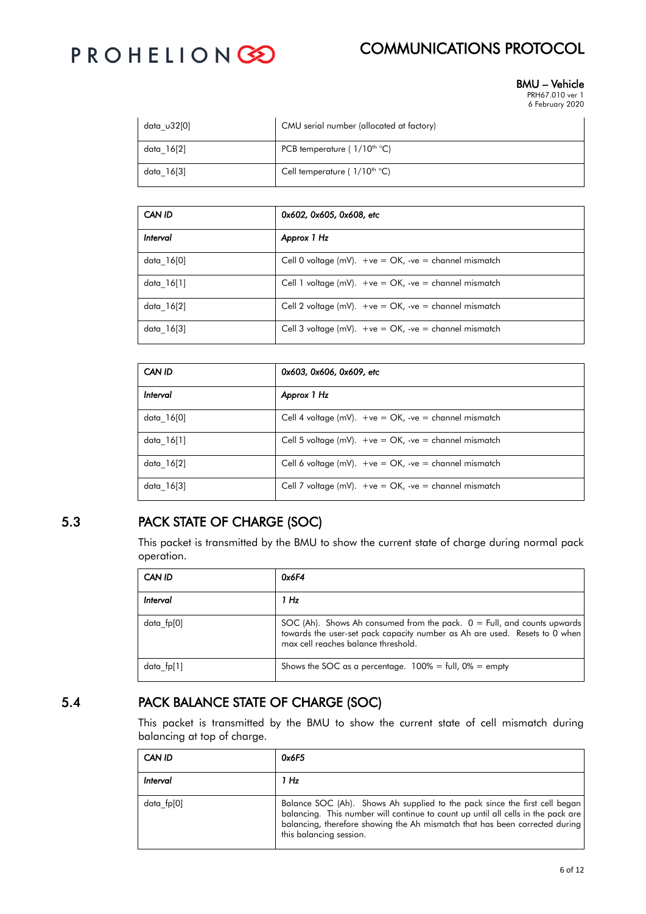| data_u32[0] | CMU serial number (allocated at factory) |
|---|---|
| data_16[2] | PCB temperature ( 1/10th °C) |
| data_16[3] | Cell temperature ( 1/10th °C) |

| *CAN ID* | *0x602, 0x605, 0x608, etc* |
|---|---|
| *Interval* | *Approx 1 Hz* |
| data_16[0] | Cell 0 voltage (mV). +ve = OK, -ve = channel mismatch |
| data_16[1] | Cell 1 voltage (mV). +ve = OK, -ve = channel mismatch |
| data_16[2] | Cell 2 voltage (mV). +ve = OK, -ve = channel mismatch |
| data_16[3] | Cell 3 voltage (mV). +ve = OK, -ve = channel mismatch |

| *CAN ID* | *0x603, 0x606, 0x609, etc* |
|---|---|
| *Interval* | *Approx 1 Hz* |
| data_16[0] | Cell 4 voltage (mV). +ve = OK, -ve = channel mismatch |
| data_16[1] | Cell 5 voltage (mV). +ve = OK, -ve = channel mismatch |
| data_16[2] | Cell 6 voltage (mV). +ve = OK, -ve = channel mismatch |
| data_16[3] | Cell 7 voltage (mV). +ve = OK, -ve = channel mismatch |

## 5.3 PACK STATE OF CHARGE (SOC)

This packet is transmitted by the BMU to show the current state of charge during normal pack operation.

| *CAN ID* | *0x6F4* |
|---|---|
| *Interval* | *1 Hz* |
| data_fp[0] | SOC (Ah). Shows Ah consumed from the pack. 0 = Full, and counts upwards towards the user-set pack capacity number as Ah are used. Resets to 0 when max cell reaches balance threshold. |
| data_fp[1] | Shows the SOC as a percentage. 100% = full, 0% = empty |

## 5.4 PACK BALANCE STATE OF CHARGE (SOC)

This packet is transmitted by the BMU to show the current state of cell mismatch during balancing at top of charge.

| *CAN ID* | *0x6F5* |
|---|---|
| *Interval* | *1 Hz* |
| data_fp[0] | Balance SOC (Ah). Shows Ah supplied to the pack since the first cell began balancing. This number will continue to count up until all cells in the pack are balancing, therefore showing the Ah mismatch that has been corrected during this balancing session. |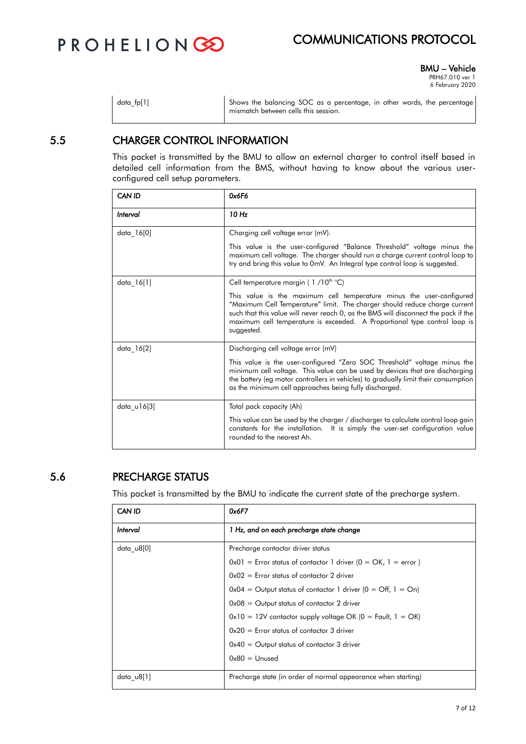| | |
|---|---|
| data_fp[1] | Shows the balancing SOC as a percentage, in other words, the percentage mismatch between cells this session. |

## 5.5 CHARGER CONTROL INFORMATION

This packet is transmitted by the BMU to allow an external charger to control itself based in detailed cell information from the BMS, without having to know about the various user-configured cell setup parameters.

| *CAN ID* | *0x6F6* |
|---|---|
| *Interval* | *10 Hz* |
| data_16[0] | Charging cell voltage error (mV).<br><br>This value is the user-configured "Balance Threshold" voltage minus the maximum cell voltage. The charger should run a charge current control loop to try and bring this value to 0mV. An Integral type control loop is suggested. |
| data_16[1] | Cell temperature margin ( 1 /10th °C)<br><br>This value is the maximum cell temperature minus the user-configured "Maximum Cell Temperature" limit. The charger should reduce charge current such that this value will never reach 0, as the BMS will disconnect the pack if the maximum cell temperature is exceeded. A Proportional type control loop is suggested. |
| data_16[2] | Discharging cell voltage error (mV)<br><br>This value is the user-configured "Zero SOC Threshold" voltage minus the minimum cell voltage. This value can be used by devices that are discharging the battery (eg motor controllers in vehicles) to gradually limit their consumption as the minimum cell approaches being fully discharged. |
| data_u16[3] | Total pack capacity (Ah)<br><br>This value can be used by the charger / discharger to calculate control loop gain constants for the installation. It is simply the user-set configuration value rounded to the nearest Ah. |

## 5.6 PRECHARGE STATUS

This packet is transmitted by the BMU to indicate the current state of the precharge system.

| *CAN ID* | *0x6F7* |
|---|---|
| *Interval* | *1 Hz, and on each precharge state change* |
| data_u8[0] | Precharge contactor driver status<br><br>0x01 = Error status of contactor 1 driver (0 = OK, 1 = error )<br><br>0x02 = Error status of contactor 2 driver<br><br>0x04 = Output status of contactor 1 driver (0 = Off, 1 = On)<br><br>0x08 = Output status of contactor 2 driver<br><br>0x10 = 12V contactor supply voltage OK (0 = Fault, 1 = OK)<br><br>0x20 = Error status of contactor 3 driver<br><br>0x40 = Output status of contactor 3 driver<br><br>0x80 = Unused |
| data_u8[1] | Precharge state (in order of normal appearance when starting) |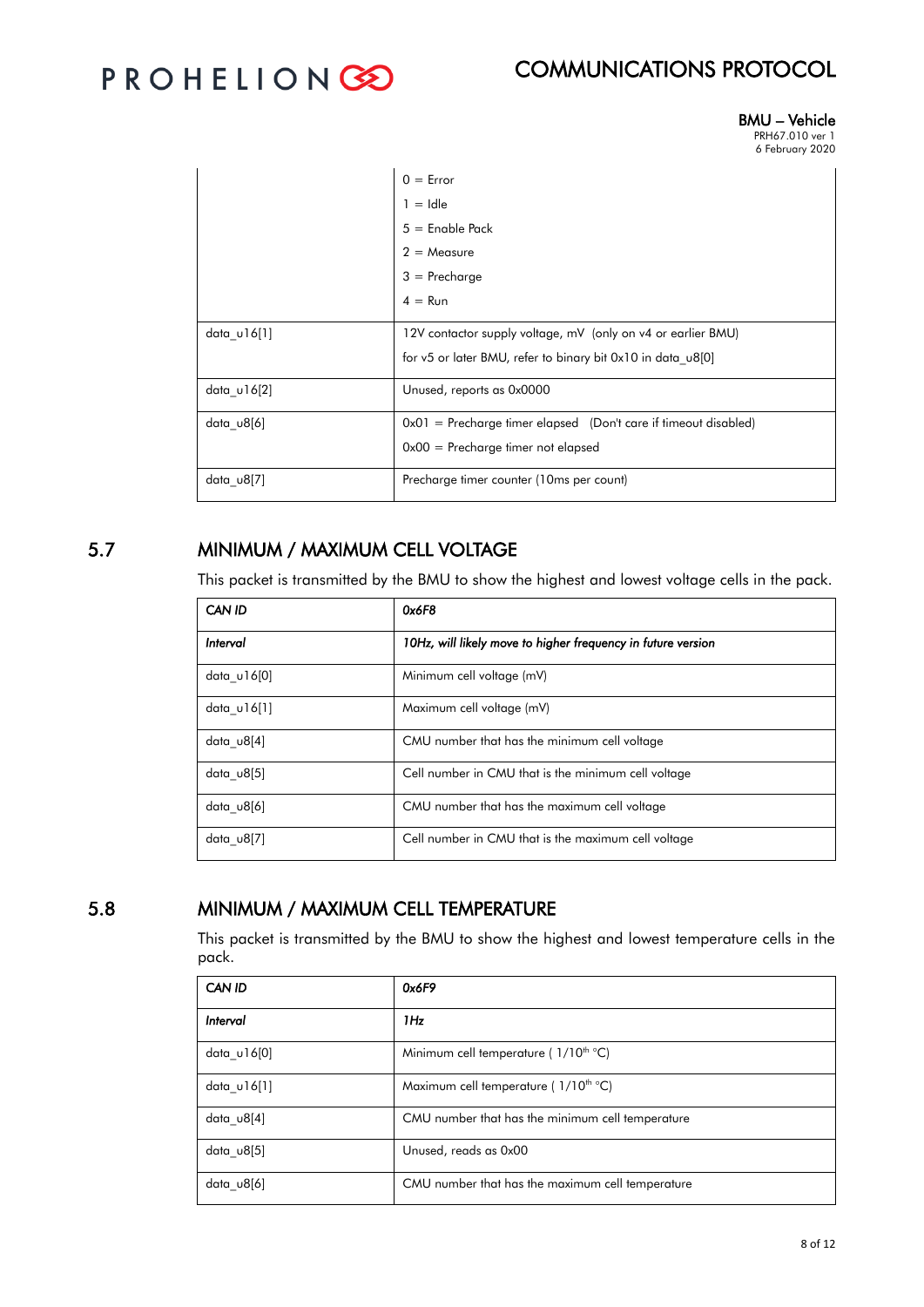| | |
|---|---|
| | 0 = Error<br>1 = Idle<br>5 = Enable Pack<br>2 = Measure<br>3 = Precharge<br>4 = Run |
| data_u16[1] | 12V contactor supply voltage, mV (only on v4 or earlier BMU)<br>for v5 or later BMU, refer to binary bit 0x10 in data_u8[0] |
| data_u16[2] | Unused, reports as 0x0000 |
| data_u8[6] | 0x01 = Precharge timer elapsed (Don't care if timeout disabled)<br>0x00 = Precharge timer not elapsed |
| data_u8[7] | Precharge timer counter (10ms per count) |

## 5.7 MINIMUM / MAXIMUM CELL VOLTAGE

This packet is transmitted by the BMU to show the highest and lowest voltage cells in the pack.

| *CAN ID* | *0x6F8* |
|---|---|
| *Interval* | *10Hz, will likely move to higher frequency in future version* |
| data_u16[0] | Minimum cell voltage (mV) |
| data_u16[1] | Maximum cell voltage (mV) |
| data_u8[4] | CMU number that has the minimum cell voltage |
| data_u8[5] | Cell number in CMU that is the minimum cell voltage |
| data_u8[6] | CMU number that has the maximum cell voltage |
| data_u8[7] | Cell number in CMU that is the maximum cell voltage |

## 5.8 MINIMUM / MAXIMUM CELL TEMPERATURE

This packet is transmitted by the BMU to show the highest and lowest temperature cells in the pack.

| *CAN ID* | *0x6F9* |
|---|---|
| *Interval* | *1Hz* |
| data_u16[0] | Minimum cell temperature ( 1/10th °C) |
| data_u16[1] | Maximum cell temperature ( 1/10th °C) |
| data_u8[4] | CMU number that has the minimum cell temperature |
| data_u8[5] | Unused, reads as 0x00 |
| data_u8[6] | CMU number that has the maximum cell temperature |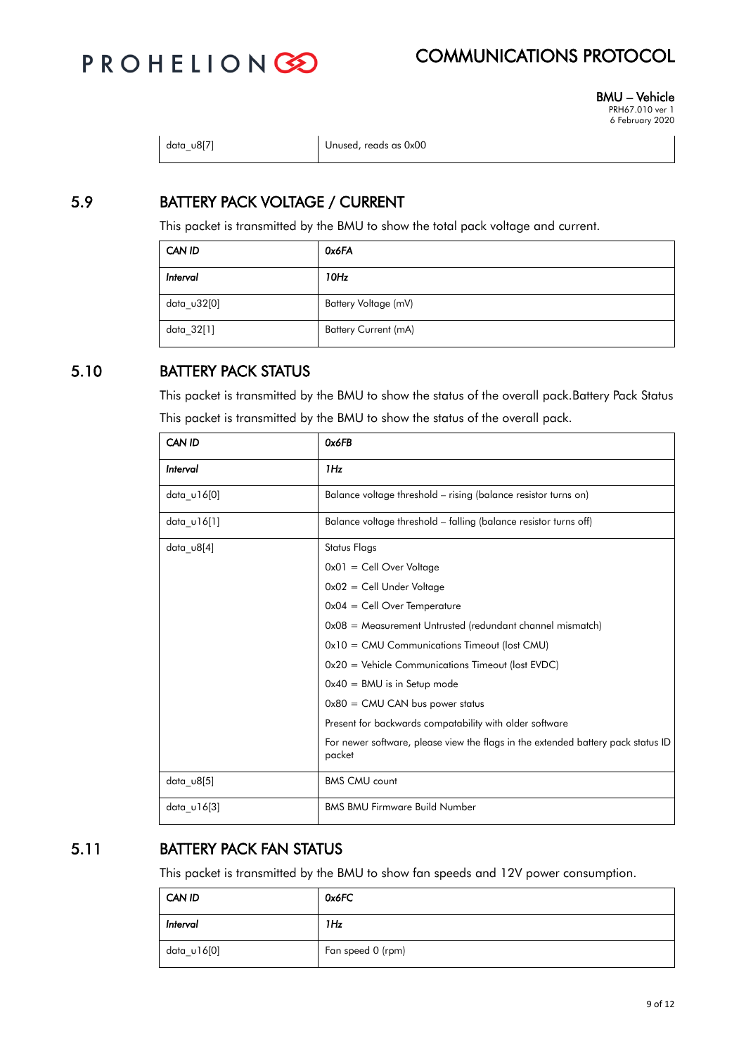| data_u8[7] | Unused, reads as 0x00 |
|---|---|

## 5.9 BATTERY PACK VOLTAGE / CURRENT

This packet is transmitted by the BMU to show the total pack voltage and current.

| *CAN ID* | *0x6FA* |
|---|---|
| *Interval* | *10Hz* |
| data_u32[0] | Battery Voltage (mV) |
| data_32[1] | Battery Current (mA) |

## 5.10 BATTERY PACK STATUS

This packet is transmitted by the BMU to show the status of the overall pack.Battery Pack Status

This packet is transmitted by the BMU to show the status of the overall pack.

| *CAN ID* | *0x6FB* |
|---|---|
| *Interval* | *1Hz* |
| data_u16[0] | Balance voltage threshold – rising (balance resistor turns on) |
| data_u16[1] | Balance voltage threshold – falling (balance resistor turns off) |
| data_u8[4] | Status Flags<br>0x01 = Cell Over Voltage<br>0x02 = Cell Under Voltage<br>0x04 = Cell Over Temperature<br>0x08 = Measurement Untrusted (redundant channel mismatch)<br>0x10 = CMU Communications Timeout (lost CMU)<br>0x20 = Vehicle Communications Timeout (lost EVDC)<br>0x40 = BMU is in Setup mode<br>0x80 = CMU CAN bus power status<br>Present for backwards compatability with older software<br>For newer software, please view the flags in the extended battery pack status ID packet |
| data_u8[5] | BMS CMU count |
| data_u16[3] | BMS BMU Firmware Build Number |

## 5.11 BATTERY PACK FAN STATUS

This packet is transmitted by the BMU to show fan speeds and 12V power consumption.

| *CAN ID* | *0x6FC* |
|---|---|
| *Interval* | *1Hz* |
| data_u16[0] | Fan speed 0 (rpm) |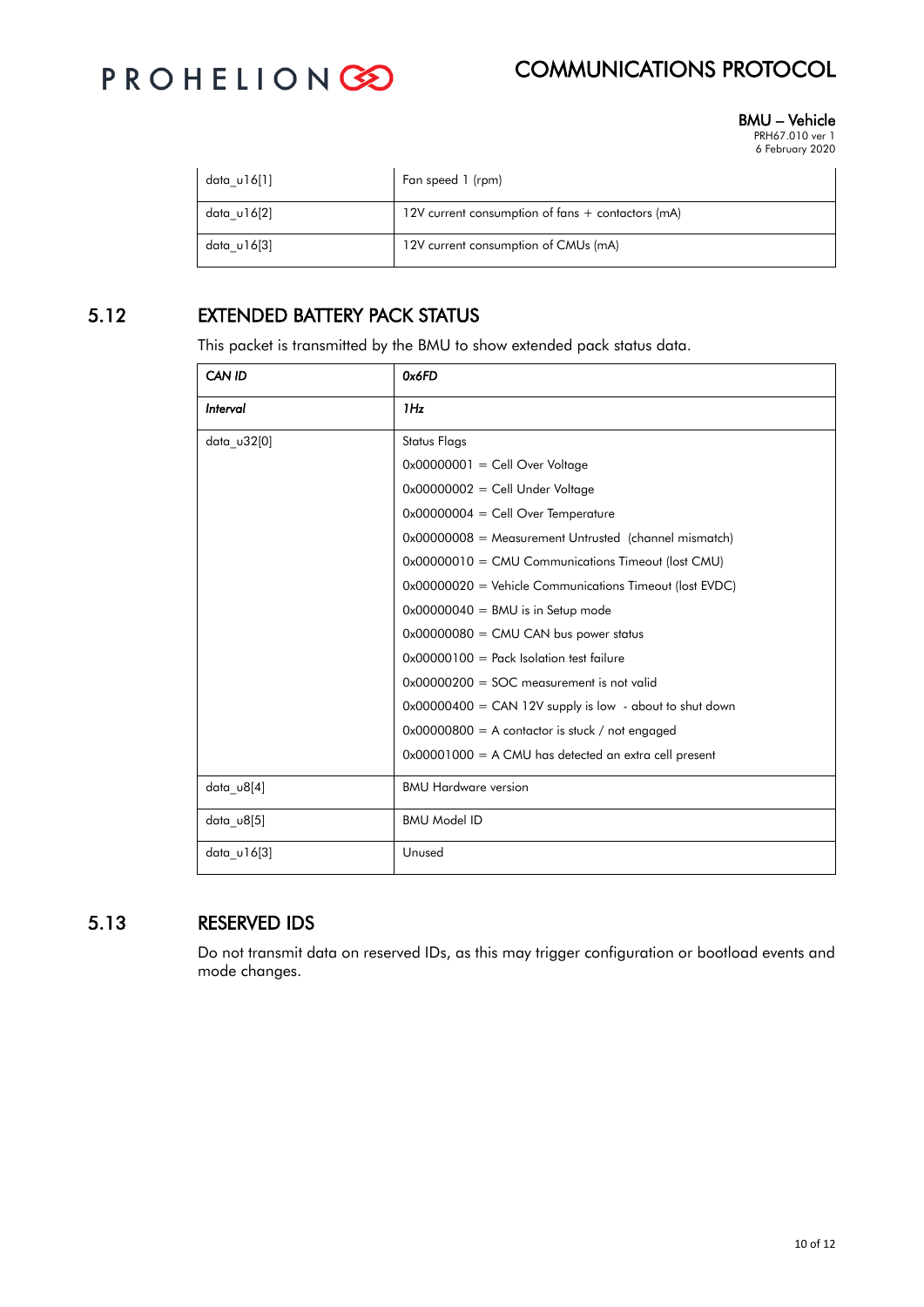| | |
|---|---|
| data_u16[1] | Fan speed 1 (rpm) |
| data_u16[2] | 12V current consumption of fans + contactors (mA) |
| data_u16[3] | 12V current consumption of CMUs (mA) |

## 5.12 EXTENDED BATTERY PACK STATUS

This packet is transmitted by the BMU to show extended pack status data.

| *CAN ID* | *0x6FD* |
|---|---|
| *Interval* | *1Hz* |
| data_u32[0] | Status Flags<br>0x00000001 = Cell Over Voltage<br>0x00000002 = Cell Under Voltage<br>0x00000004 = Cell Over Temperature<br>0x00000008 = Measurement Untrusted (channel mismatch)<br>0x00000010 = CMU Communications Timeout (lost CMU)<br>0x00000020 = Vehicle Communications Timeout (lost EVDC)<br>0x00000040 = BMU is in Setup mode<br>0x00000080 = CMU CAN bus power status<br>0x00000100 = Pack Isolation test failure<br>0x00000200 = SOC measurement is not valid<br>0x00000400 = CAN 12V supply is low - about to shut down<br>0x00000800 = A contactor is stuck / not engaged<br>0x00001000 = A CMU has detected an extra cell present |
| data_u8[4] | BMU Hardware version |
| data_u8[5] | BMU Model ID |
| data_u16[3] | Unused |

## 5.13 RESERVED IDS

Do not transmit data on reserved IDs, as this may trigger configuration or bootload events and mode changes.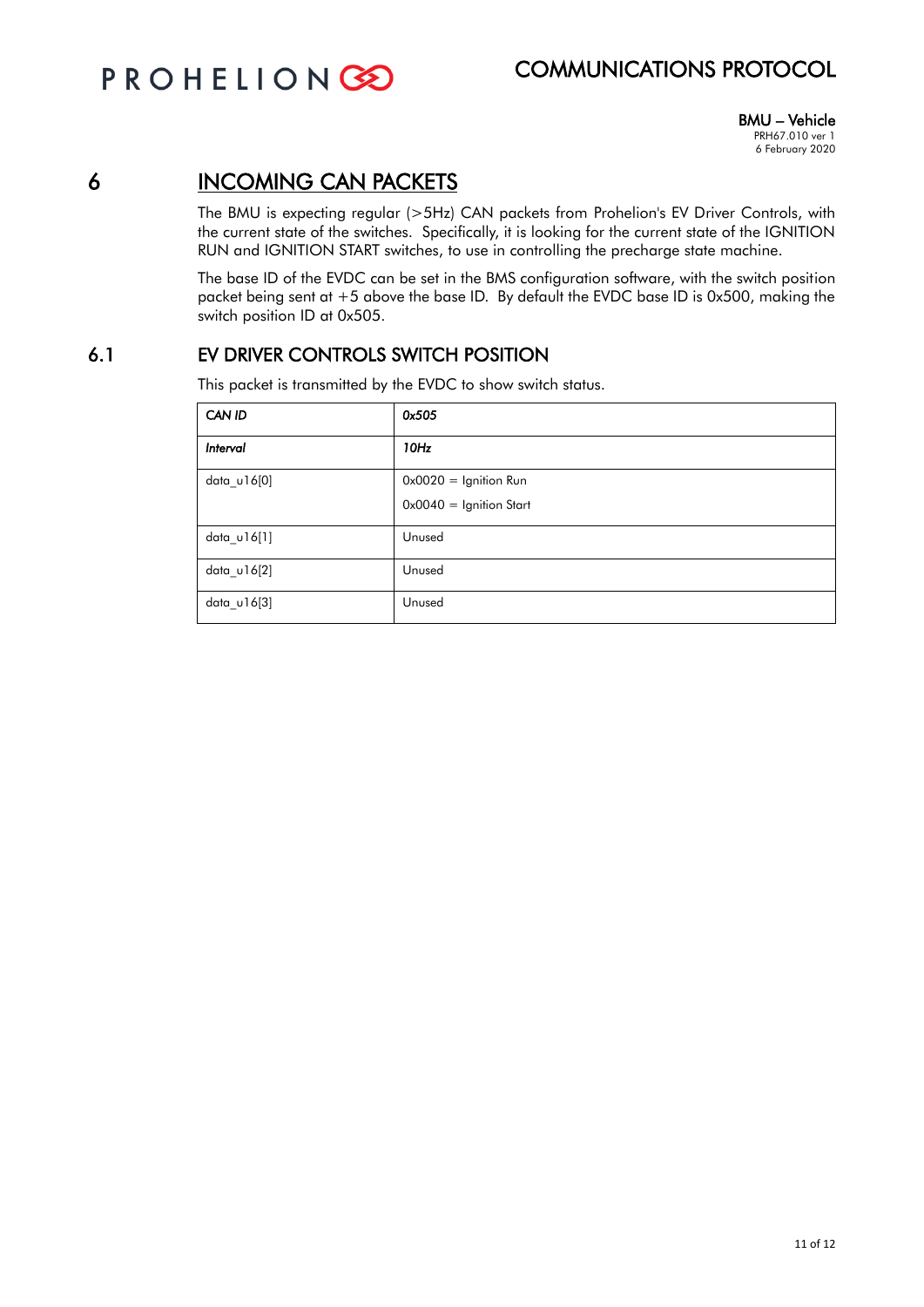# 6 INCOMING CAN PACKETS

The BMU is expecting regular (>5Hz) CAN packets from Prohelion's EV Driver Controls, with the current state of the switches. Specifically, it is looking for the current state of the IGNITION RUN and IGNITION START switches, to use in controlling the precharge state machine.

The base ID of the EVDC can be set in the BMS configuration software, with the switch position packet being sent at +5 above the base ID. By default the EVDC base ID is 0x500, making the switch position ID at 0x505.

## 6.1 EV DRIVER CONTROLS SWITCH POSITION

This packet is transmitted by the EVDC to show switch status.

| *CAN ID* | *0x505* |
|---|---|
| *Interval* | *10Hz* |
| data_u16[0] | 0x0020 = Ignition Run<br>0x0040 = Ignition Start |
| data_u16[1] | Unused |
| data_u16[2] | Unused |
| data_u16[3] | Unused |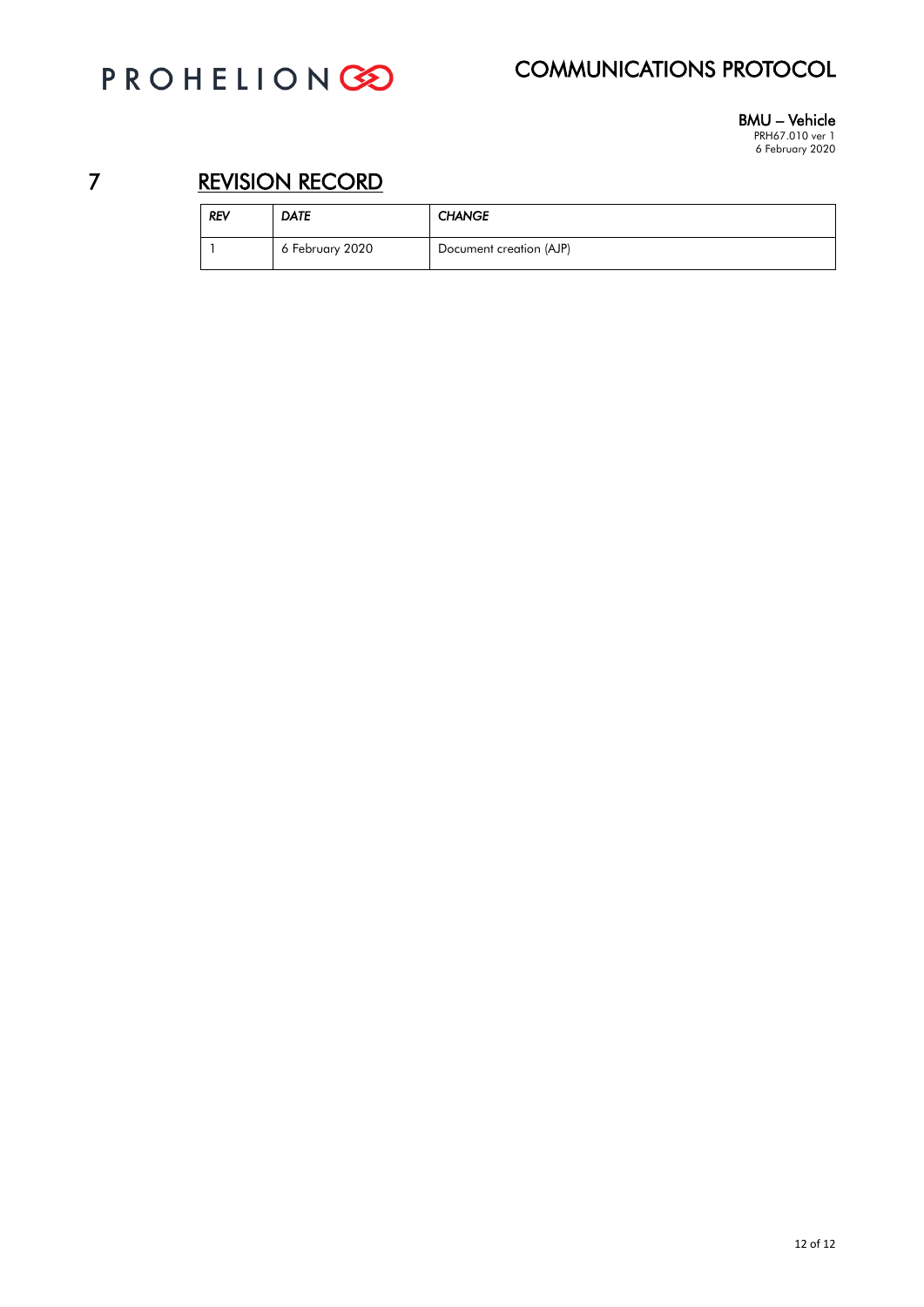# 7 REVISION RECORD

| *REV* | *DATE* | *CHANGE* |
|---|---|---|
| 1 | 6 February 2020 | Document creation (AJP) |